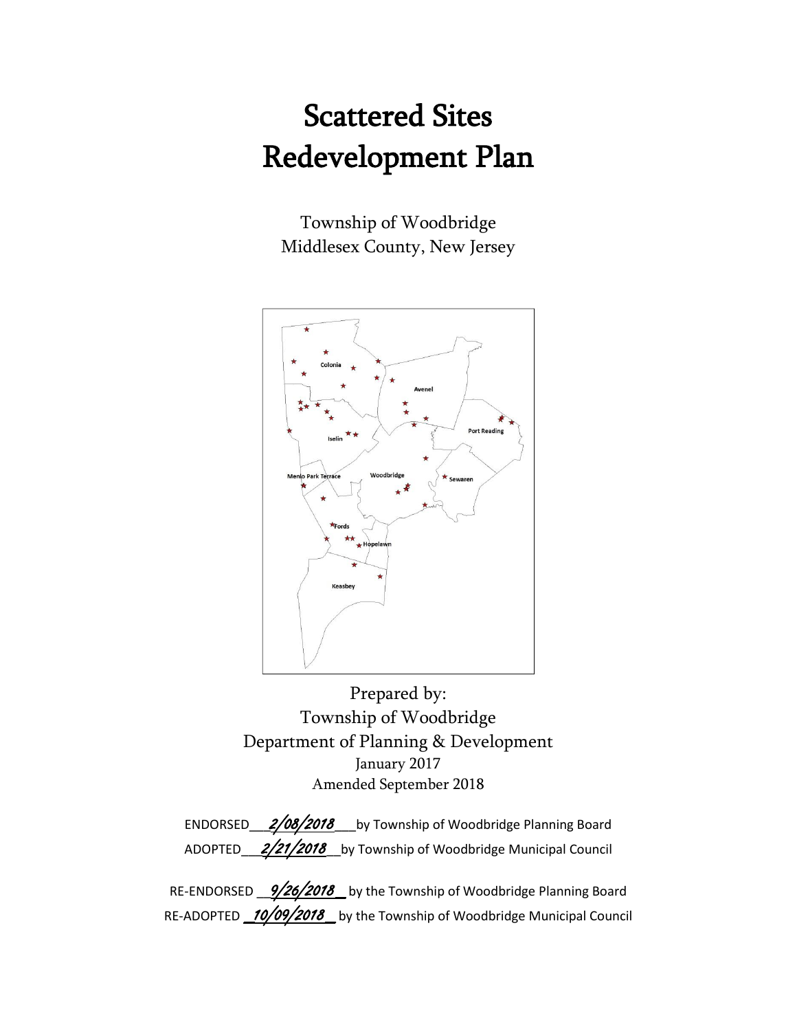# Scattered Sites Redevelopment Plan

Township of Woodbridge
Middlesex County, New Jersey

Prepared by:
Township of Woodbridge
Department of Planning & Development
January 2017
Amended September 2018

ENDORSED___*2/08/2018*___by Township of Woodbridge Planning Board
ADOPTED___*2/21/2018*__by Township of Woodbridge Municipal Council

RE-ENDORSED __*9/26/2018*_ by the Township of Woodbridge Planning Board
RE-ADOPTED _*10/09/2018*_ by the Township of Woodbridge Municipal Council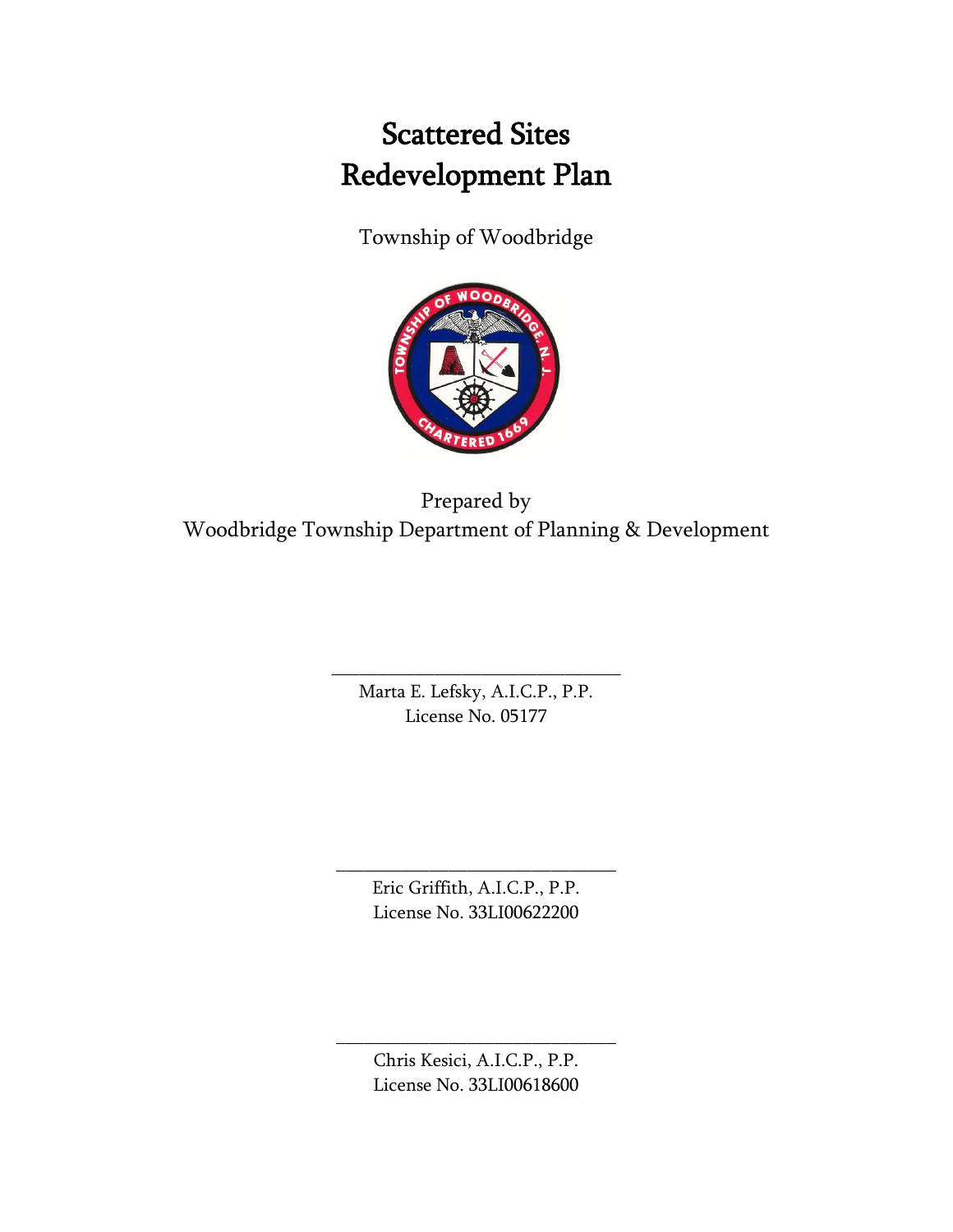# Scattered Sites Redevelopment Plan

Township of Woodbridge

Prepared by
Woodbridge Township Department of Planning & Development

_______________________________
Marta E. Lefsky, A.I.C.P., P.P.
License No. 05177

_______________________________
Eric Griffith, A.I.C.P., P.P.
License No. 33LI00622200

_______________________________
Chris Kesici, A.I.C.P., P.P.
License No. 33LI00618600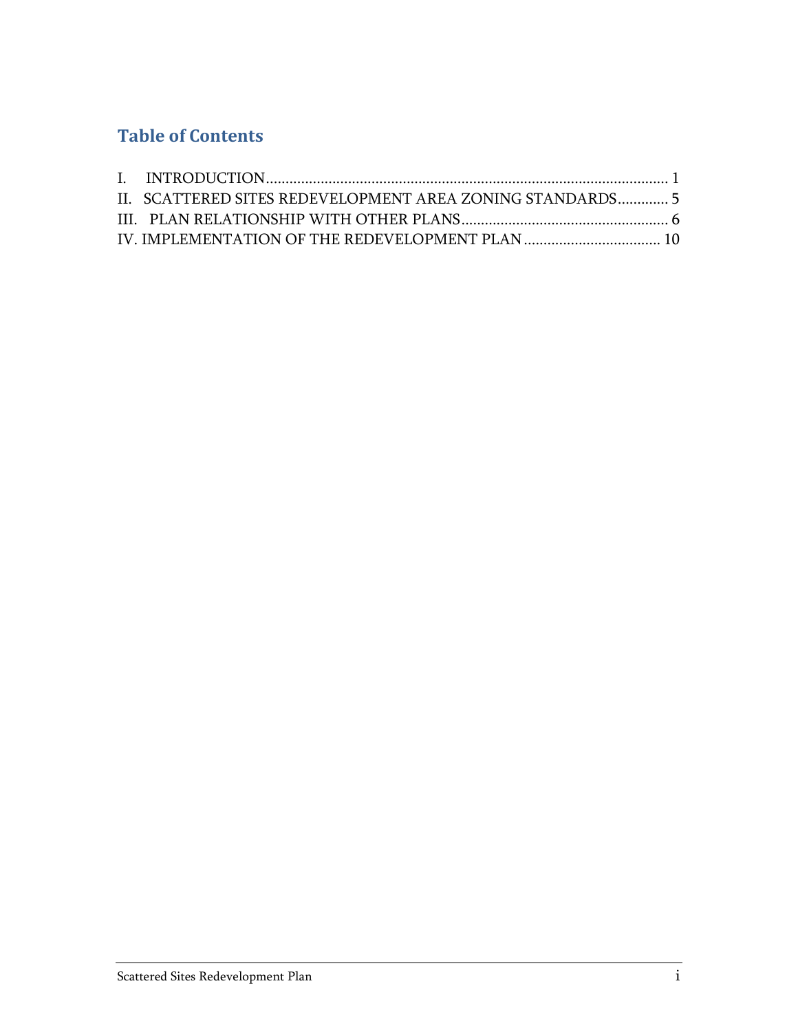## Table of Contents

I. INTRODUCTION ........................................................................................................ 1

II. SCATTERED SITES REDEVELOPMENT AREA ZONING STANDARDS ............. 5

III. PLAN RELATIONSHIP WITH OTHER PLANS ..................................................... 6

IV. IMPLEMENTATION OF THE REDEVELOPMENT PLAN ................................... 10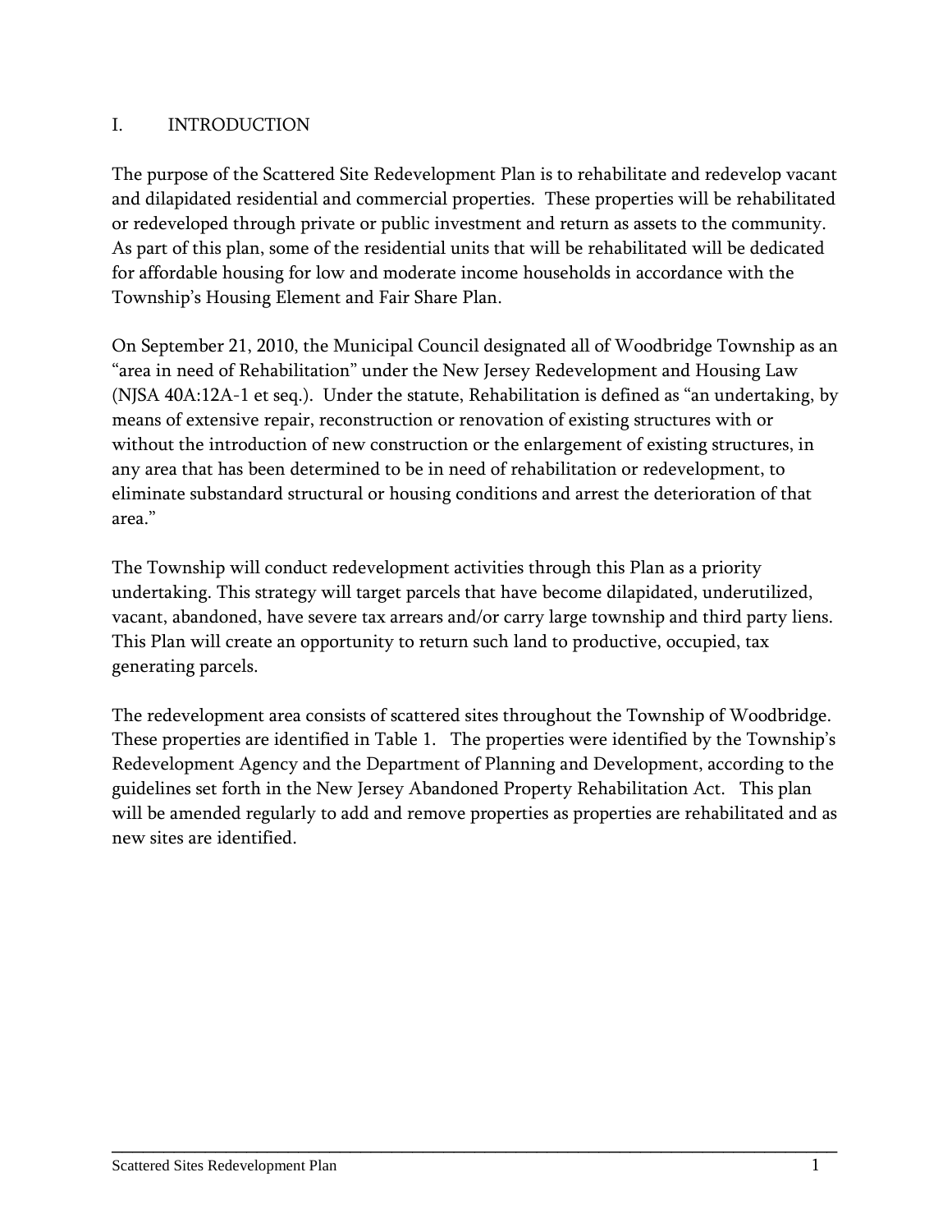# I. INTRODUCTION

The purpose of the Scattered Site Redevelopment Plan is to rehabilitate and redevelop vacant and dilapidated residential and commercial properties. These properties will be rehabilitated or redeveloped through private or public investment and return as assets to the community. As part of this plan, some of the residential units that will be rehabilitated will be dedicated for affordable housing for low and moderate income households in accordance with the Township's Housing Element and Fair Share Plan.

On September 21, 2010, the Municipal Council designated all of Woodbridge Township as an "area in need of Rehabilitation" under the New Jersey Redevelopment and Housing Law (NJSA 40A:12A-1 et seq.). Under the statute, Rehabilitation is defined as "an undertaking, by means of extensive repair, reconstruction or renovation of existing structures with or without the introduction of new construction or the enlargement of existing structures, in any area that has been determined to be in need of rehabilitation or redevelopment, to eliminate substandard structural or housing conditions and arrest the deterioration of that area."

The Township will conduct redevelopment activities through this Plan as a priority undertaking. This strategy will target parcels that have become dilapidated, underutilized, vacant, abandoned, have severe tax arrears and/or carry large township and third party liens. This Plan will create an opportunity to return such land to productive, occupied, tax generating parcels.

The redevelopment area consists of scattered sites throughout the Township of Woodbridge. These properties are identified in Table 1. The properties were identified by the Township's Redevelopment Agency and the Department of Planning and Development, according to the guidelines set forth in the New Jersey Abandoned Property Rehabilitation Act. This plan will be amended regularly to add and remove properties as properties are rehabilitated and as new sites are identified.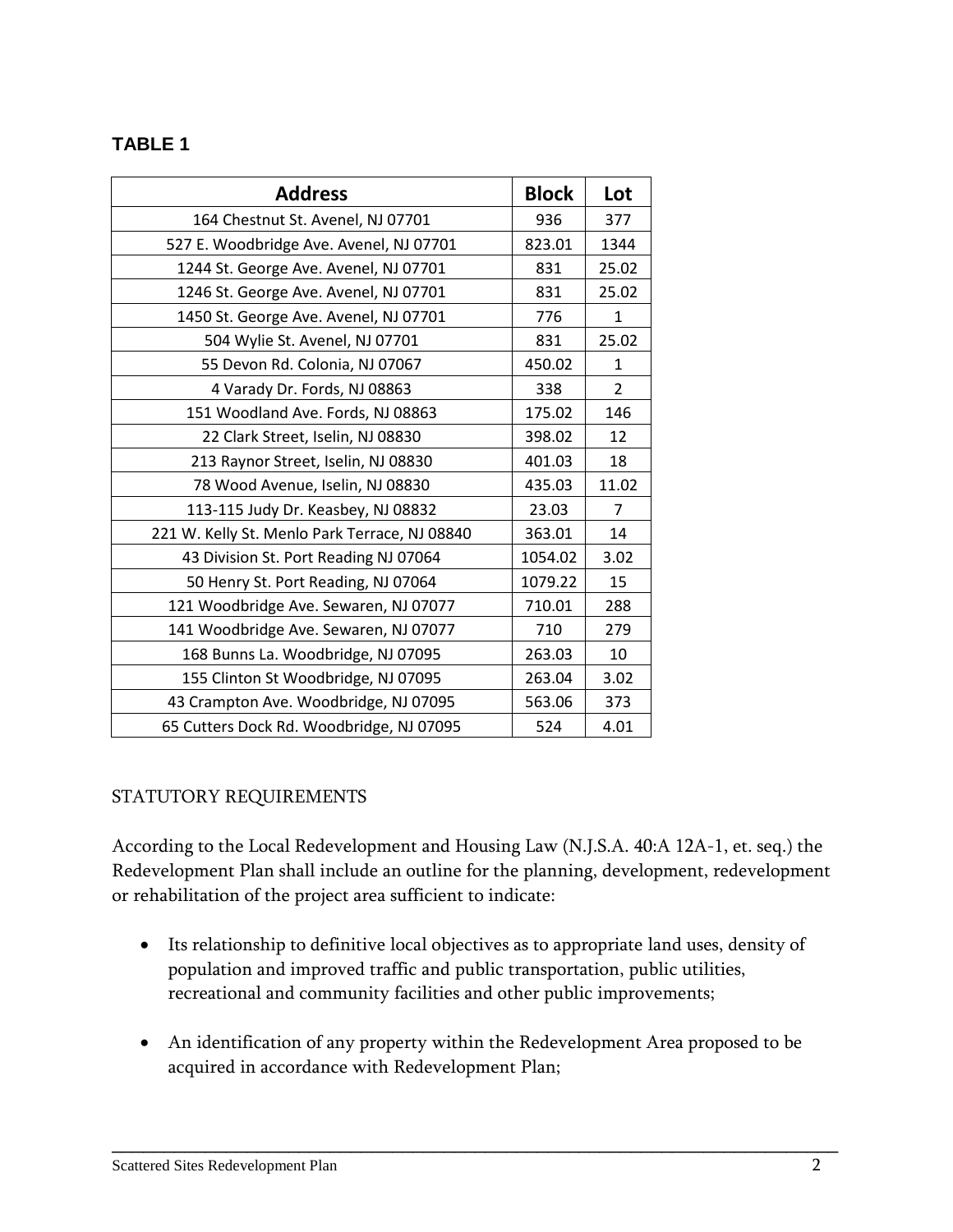**TABLE 1**

| Address | Block | Lot |
|---|---|---|
| 164 Chestnut St. Avenel, NJ 07701 | 936 | 377 |
| 527 E. Woodbridge Ave. Avenel, NJ 07701 | 823.01 | 1344 |
| 1244 St. George Ave. Avenel, NJ 07701 | 831 | 25.02 |
| 1246 St. George Ave. Avenel, NJ 07701 | 831 | 25.02 |
| 1450 St. George Ave. Avenel, NJ 07701 | 776 | 1 |
| 504 Wylie St. Avenel, NJ 07701 | 831 | 25.02 |
| 55 Devon Rd. Colonia, NJ 07067 | 450.02 | 1 |
| 4 Varady Dr. Fords, NJ 08863 | 338 | 2 |
| 151 Woodland Ave. Fords, NJ 08863 | 175.02 | 146 |
| 22 Clark Street, Iselin, NJ 08830 | 398.02 | 12 |
| 213 Raynor Street, Iselin, NJ 08830 | 401.03 | 18 |
| 78 Wood Avenue, Iselin, NJ 08830 | 435.03 | 11.02 |
| 113-115 Judy Dr. Keasbey, NJ 08832 | 23.03 | 7 |
| 221 W. Kelly St. Menlo Park Terrace, NJ 08840 | 363.01 | 14 |
| 43 Division St. Port Reading NJ 07064 | 1054.02 | 3.02 |
| 50 Henry St. Port Reading, NJ 07064 | 1079.22 | 15 |
| 121 Woodbridge Ave. Sewaren, NJ 07077 | 710.01 | 288 |
| 141 Woodbridge Ave. Sewaren, NJ 07077 | 710 | 279 |
| 168 Bunns La. Woodbridge, NJ 07095 | 263.03 | 10 |
| 155 Clinton St Woodbridge, NJ 07095 | 263.04 | 3.02 |
| 43 Crampton Ave. Woodbridge, NJ 07095 | 563.06 | 373 |
| 65 Cutters Dock Rd. Woodbridge, NJ 07095 | 524 | 4.01 |

STATUTORY REQUIREMENTS

According to the Local Redevelopment and Housing Law (N.J.S.A. 40:A 12A-1, et. seq.) the Redevelopment Plan shall include an outline for the planning, development, redevelopment or rehabilitation of the project area sufficient to indicate:

- Its relationship to definitive local objectives as to appropriate land uses, density of population and improved traffic and public transportation, public utilities, recreational and community facilities and other public improvements;
- An identification of any property within the Redevelopment Area proposed to be acquired in accordance with Redevelopment Plan;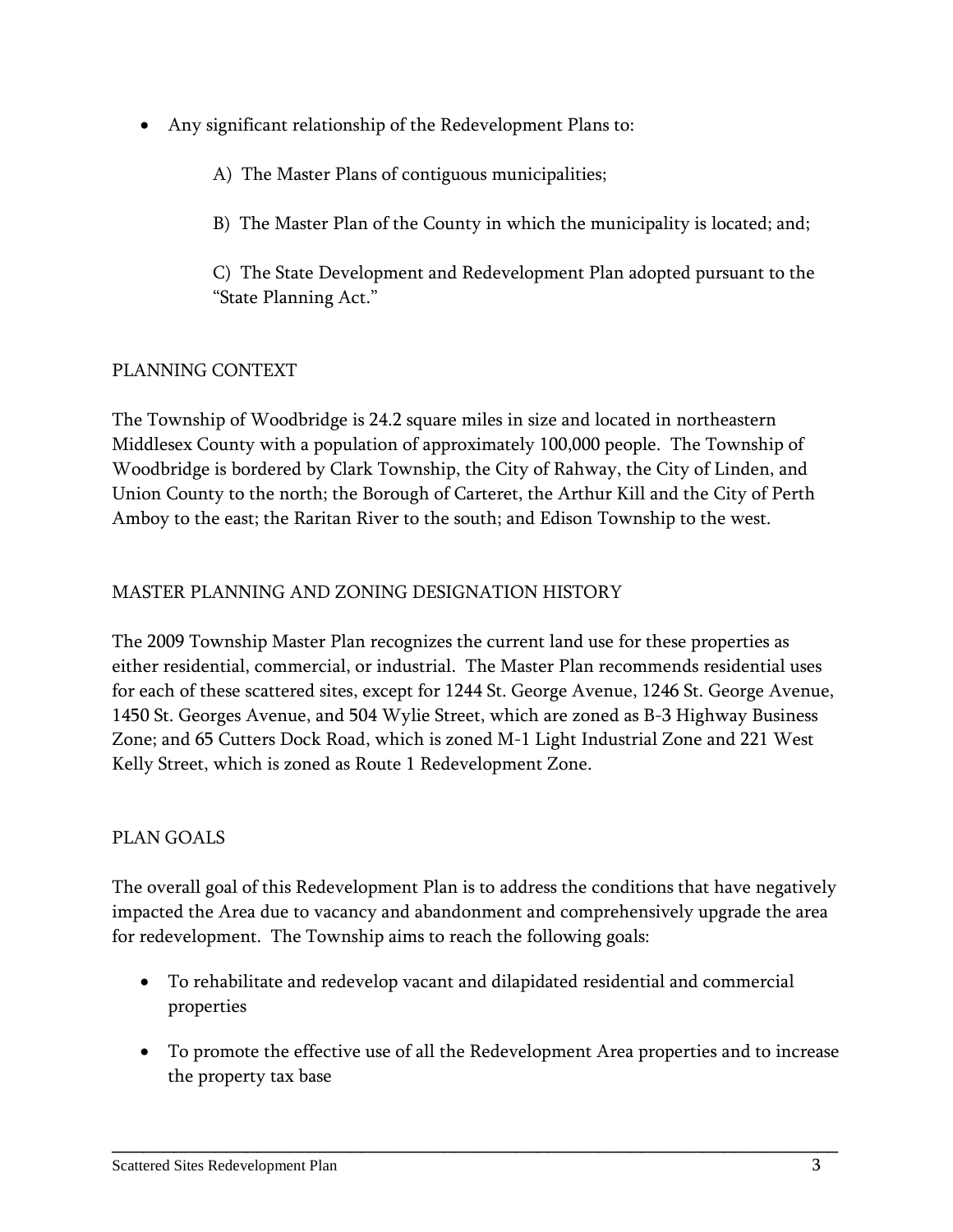- Any significant relationship of the Redevelopment Plans to:

  A) The Master Plans of contiguous municipalities;

  B) The Master Plan of the County in which the municipality is located; and;

  C) The State Development and Redevelopment Plan adopted pursuant to the "State Planning Act."

## PLANNING CONTEXT

The Township of Woodbridge is 24.2 square miles in size and located in northeastern Middlesex County with a population of approximately 100,000 people. The Township of Woodbridge is bordered by Clark Township, the City of Rahway, the City of Linden, and Union County to the north; the Borough of Carteret, the Arthur Kill and the City of Perth Amboy to the east; the Raritan River to the south; and Edison Township to the west.

## MASTER PLANNING AND ZONING DESIGNATION HISTORY

The 2009 Township Master Plan recognizes the current land use for these properties as either residential, commercial, or industrial. The Master Plan recommends residential uses for each of these scattered sites, except for 1244 St. George Avenue, 1246 St. George Avenue, 1450 St. Georges Avenue, and 504 Wylie Street, which are zoned as B-3 Highway Business Zone; and 65 Cutters Dock Road, which is zoned M-1 Light Industrial Zone and 221 West Kelly Street, which is zoned as Route 1 Redevelopment Zone.

## PLAN GOALS

The overall goal of this Redevelopment Plan is to address the conditions that have negatively impacted the Area due to vacancy and abandonment and comprehensively upgrade the area for redevelopment. The Township aims to reach the following goals:

- To rehabilitate and redevelop vacant and dilapidated residential and commercial properties
- To promote the effective use of all the Redevelopment Area properties and to increase the property tax base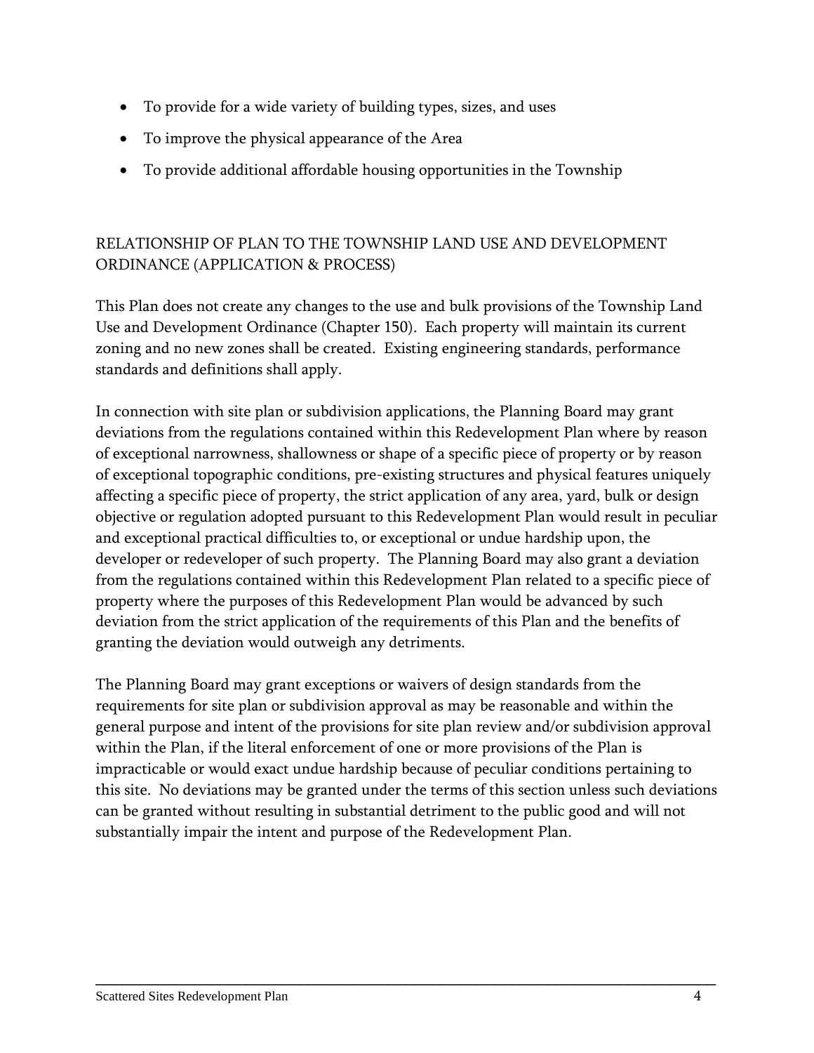- To provide for a wide variety of building types, sizes, and uses
- To improve the physical appearance of the Area
- To provide additional affordable housing opportunities in the Township

## RELATIONSHIP OF PLAN TO THE TOWNSHIP LAND USE AND DEVELOPMENT ORDINANCE (APPLICATION & PROCESS)

This Plan does not create any changes to the use and bulk provisions of the Township Land Use and Development Ordinance (Chapter 150). Each property will maintain its current zoning and no new zones shall be created. Existing engineering standards, performance standards and definitions shall apply.

In connection with site plan or subdivision applications, the Planning Board may grant deviations from the regulations contained within this Redevelopment Plan where by reason of exceptional narrowness, shallowness or shape of a specific piece of property or by reason of exceptional topographic conditions, pre-existing structures and physical features uniquely affecting a specific piece of property, the strict application of any area, yard, bulk or design objective or regulation adopted pursuant to this Redevelopment Plan would result in peculiar and exceptional practical difficulties to, or exceptional or undue hardship upon, the developer or redeveloper of such property. The Planning Board may also grant a deviation from the regulations contained within this Redevelopment Plan related to a specific piece of property where the purposes of this Redevelopment Plan would be advanced by such deviation from the strict application of the requirements of this Plan and the benefits of granting the deviation would outweigh any detriments.

The Planning Board may grant exceptions or waivers of design standards from the requirements for site plan or subdivision approval as may be reasonable and within the general purpose and intent of the provisions for site plan review and/or subdivision approval within the Plan, if the literal enforcement of one or more provisions of the Plan is impracticable or would exact undue hardship because of peculiar conditions pertaining to this site. No deviations may be granted under the terms of this section unless such deviations can be granted without resulting in substantial detriment to the public good and will not substantially impair the intent and purpose of the Redevelopment Plan.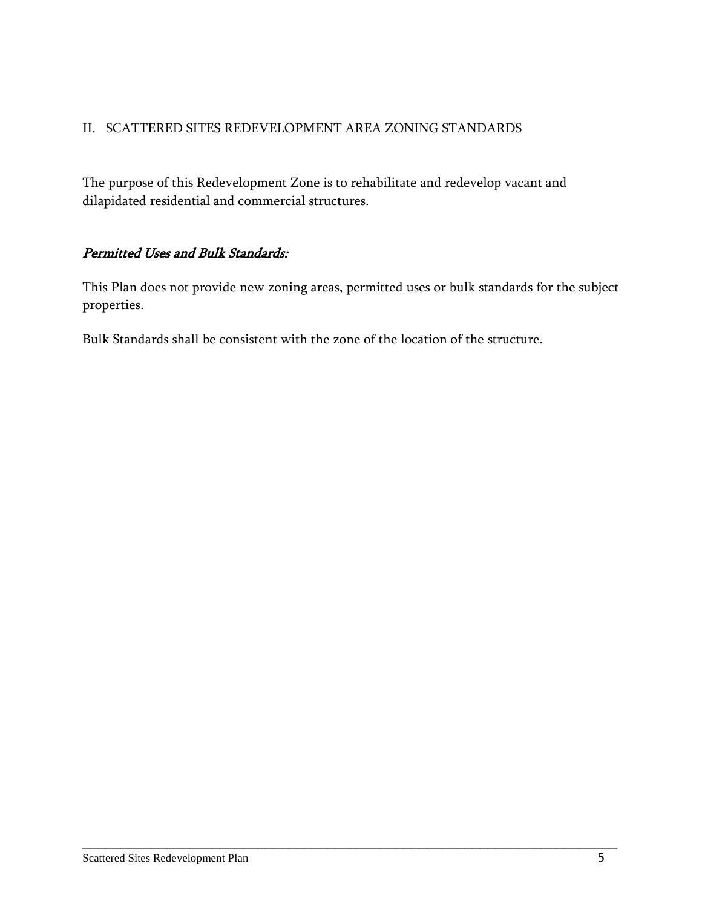## II. SCATTERED SITES REDEVELOPMENT AREA ZONING STANDARDS

The purpose of this Redevelopment Zone is to rehabilitate and redevelop vacant and dilapidated residential and commercial structures.

### *Permitted Uses and Bulk Standards:*

This Plan does not provide new zoning areas, permitted uses or bulk standards for the subject properties.

Bulk Standards shall be consistent with the zone of the location of the structure.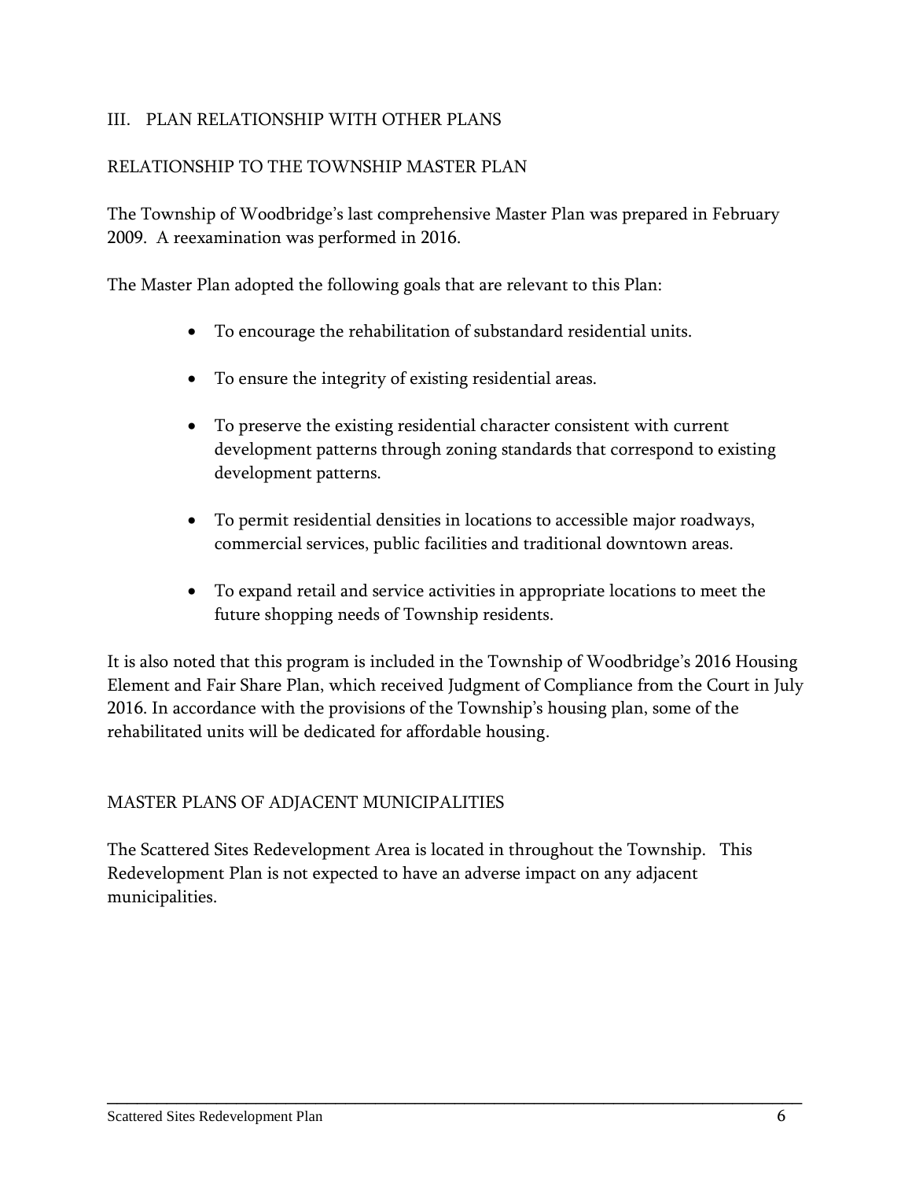## III. PLAN RELATIONSHIP WITH OTHER PLANS

### RELATIONSHIP TO THE TOWNSHIP MASTER PLAN

The Township of Woodbridge's last comprehensive Master Plan was prepared in February 2009. A reexamination was performed in 2016.

The Master Plan adopted the following goals that are relevant to this Plan:

- To encourage the rehabilitation of substandard residential units.
- To ensure the integrity of existing residential areas.
- To preserve the existing residential character consistent with current development patterns through zoning standards that correspond to existing development patterns.
- To permit residential densities in locations to accessible major roadways, commercial services, public facilities and traditional downtown areas.
- To expand retail and service activities in appropriate locations to meet the future shopping needs of Township residents.

It is also noted that this program is included in the Township of Woodbridge's 2016 Housing Element and Fair Share Plan, which received Judgment of Compliance from the Court in July 2016. In accordance with the provisions of the Township's housing plan, some of the rehabilitated units will be dedicated for affordable housing.

### MASTER PLANS OF ADJACENT MUNICIPALITIES

The Scattered Sites Redevelopment Area is located in throughout the Township. This Redevelopment Plan is not expected to have an adverse impact on any adjacent municipalities.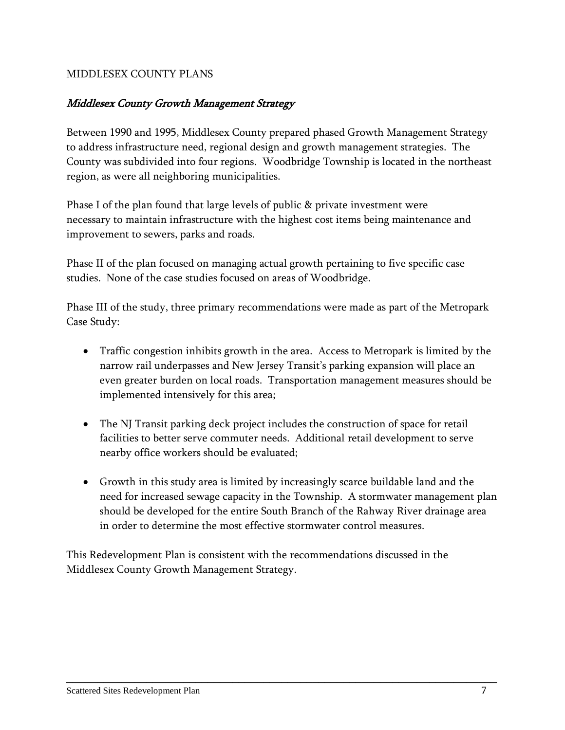MIDDLESEX COUNTY PLANS

## *Middlesex County Growth Management Strategy*

Between 1990 and 1995, Middlesex County prepared phased Growth Management Strategy to address infrastructure need, regional design and growth management strategies. The County was subdivided into four regions. Woodbridge Township is located in the northeast region, as were all neighboring municipalities.

Phase I of the plan found that large levels of public & private investment were necessary to maintain infrastructure with the highest cost items being maintenance and improvement to sewers, parks and roads.

Phase II of the plan focused on managing actual growth pertaining to five specific case studies. None of the case studies focused on areas of Woodbridge.

Phase III of the study, three primary recommendations were made as part of the Metropark Case Study:

- Traffic congestion inhibits growth in the area. Access to Metropark is limited by the narrow rail underpasses and New Jersey Transit's parking expansion will place an even greater burden on local roads. Transportation management measures should be implemented intensively for this area;

- The NJ Transit parking deck project includes the construction of space for retail facilities to better serve commuter needs. Additional retail development to serve nearby office workers should be evaluated;

- Growth in this study area is limited by increasingly scarce buildable land and the need for increased sewage capacity in the Township. A stormwater management plan should be developed for the entire South Branch of the Rahway River drainage area in order to determine the most effective stormwater control measures.

This Redevelopment Plan is consistent with the recommendations discussed in the Middlesex County Growth Management Strategy.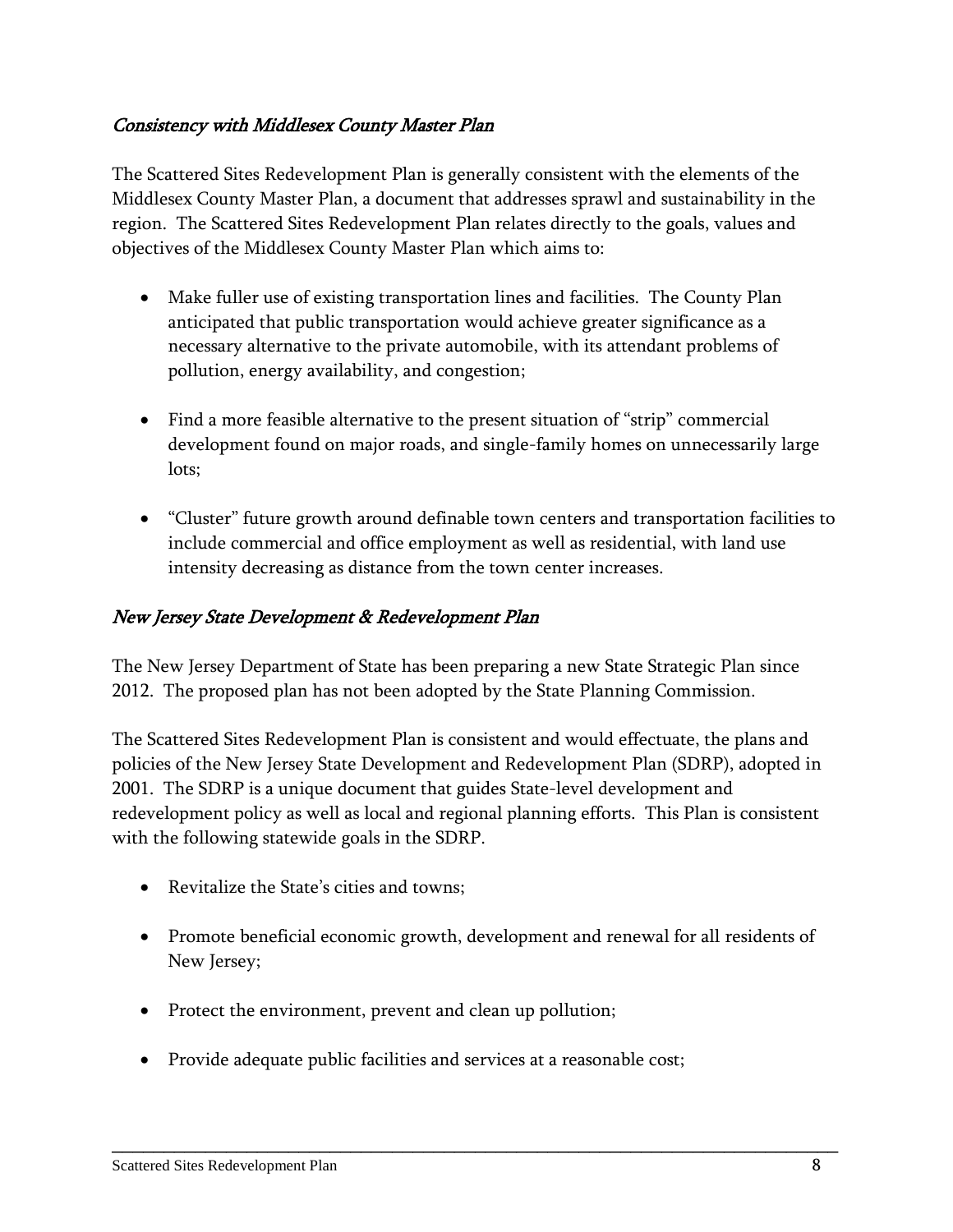### *Consistency with Middlesex County Master Plan*

The Scattered Sites Redevelopment Plan is generally consistent with the elements of the Middlesex County Master Plan, a document that addresses sprawl and sustainability in the region. The Scattered Sites Redevelopment Plan relates directly to the goals, values and objectives of the Middlesex County Master Plan which aims to:

- Make fuller use of existing transportation lines and facilities. The County Plan anticipated that public transportation would achieve greater significance as a necessary alternative to the private automobile, with its attendant problems of pollution, energy availability, and congestion;

- Find a more feasible alternative to the present situation of "strip" commercial development found on major roads, and single-family homes on unnecessarily large lots;

- "Cluster" future growth around definable town centers and transportation facilities to include commercial and office employment as well as residential, with land use intensity decreasing as distance from the town center increases.

### *New Jersey State Development & Redevelopment Plan*

The New Jersey Department of State has been preparing a new State Strategic Plan since 2012. The proposed plan has not been adopted by the State Planning Commission.

The Scattered Sites Redevelopment Plan is consistent and would effectuate, the plans and policies of the New Jersey State Development and Redevelopment Plan (SDRP), adopted in 2001. The SDRP is a unique document that guides State-level development and redevelopment policy as well as local and regional planning efforts. This Plan is consistent with the following statewide goals in the SDRP.

- Revitalize the State's cities and towns;

- Promote beneficial economic growth, development and renewal for all residents of New Jersey;

- Protect the environment, prevent and clean up pollution;

- Provide adequate public facilities and services at a reasonable cost;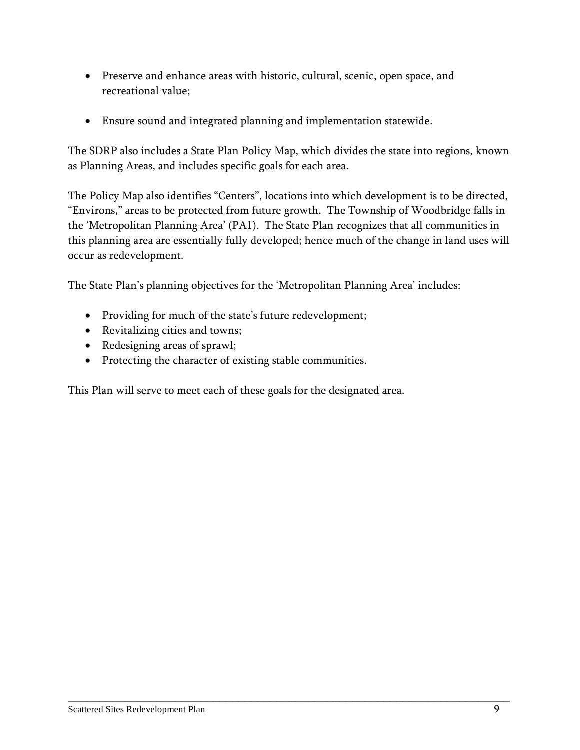- Preserve and enhance areas with historic, cultural, scenic, open space, and recreational value;

- Ensure sound and integrated planning and implementation statewide.

The SDRP also includes a State Plan Policy Map, which divides the state into regions, known as Planning Areas, and includes specific goals for each area.

The Policy Map also identifies "Centers", locations into which development is to be directed, "Environs," areas to be protected from future growth. The Township of Woodbridge falls in the 'Metropolitan Planning Area' (PA1). The State Plan recognizes that all communities in this planning area are essentially fully developed; hence much of the change in land uses will occur as redevelopment.

The State Plan's planning objectives for the 'Metropolitan Planning Area' includes:

- Providing for much of the state's future redevelopment;
- Revitalizing cities and towns;
- Redesigning areas of sprawl;
- Protecting the character of existing stable communities.

This Plan will serve to meet each of these goals for the designated area.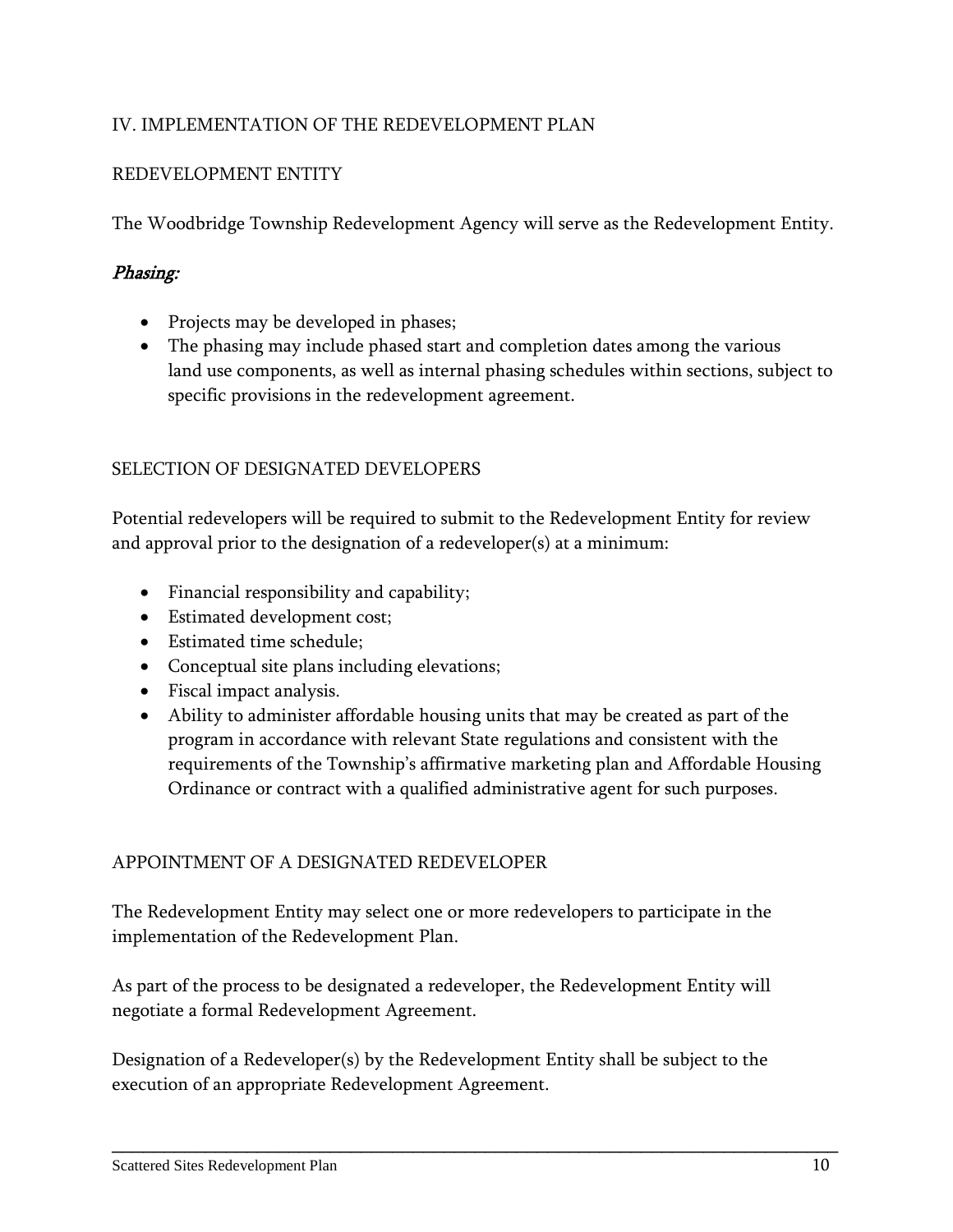## IV. IMPLEMENTATION OF THE REDEVELOPMENT PLAN

### REDEVELOPMENT ENTITY

The Woodbridge Township Redevelopment Agency will serve as the Redevelopment Entity.

***Phasing:***

- Projects may be developed in phases;
- The phasing may include phased start and completion dates among the various land use components, as well as internal phasing schedules within sections, subject to specific provisions in the redevelopment agreement.

### SELECTION OF DESIGNATED DEVELOPERS

Potential redevelopers will be required to submit to the Redevelopment Entity for review and approval prior to the designation of a redeveloper(s) at a minimum:

- Financial responsibility and capability;
- Estimated development cost;
- Estimated time schedule;
- Conceptual site plans including elevations;
- Fiscal impact analysis.
- Ability to administer affordable housing units that may be created as part of the program in accordance with relevant State regulations and consistent with the requirements of the Township's affirmative marketing plan and Affordable Housing Ordinance or contract with a qualified administrative agent for such purposes.

### APPOINTMENT OF A DESIGNATED REDEVELOPER

The Redevelopment Entity may select one or more redevelopers to participate in the implementation of the Redevelopment Plan.

As part of the process to be designated a redeveloper, the Redevelopment Entity will negotiate a formal Redevelopment Agreement.

Designation of a Redeveloper(s) by the Redevelopment Entity shall be subject to the execution of an appropriate Redevelopment Agreement.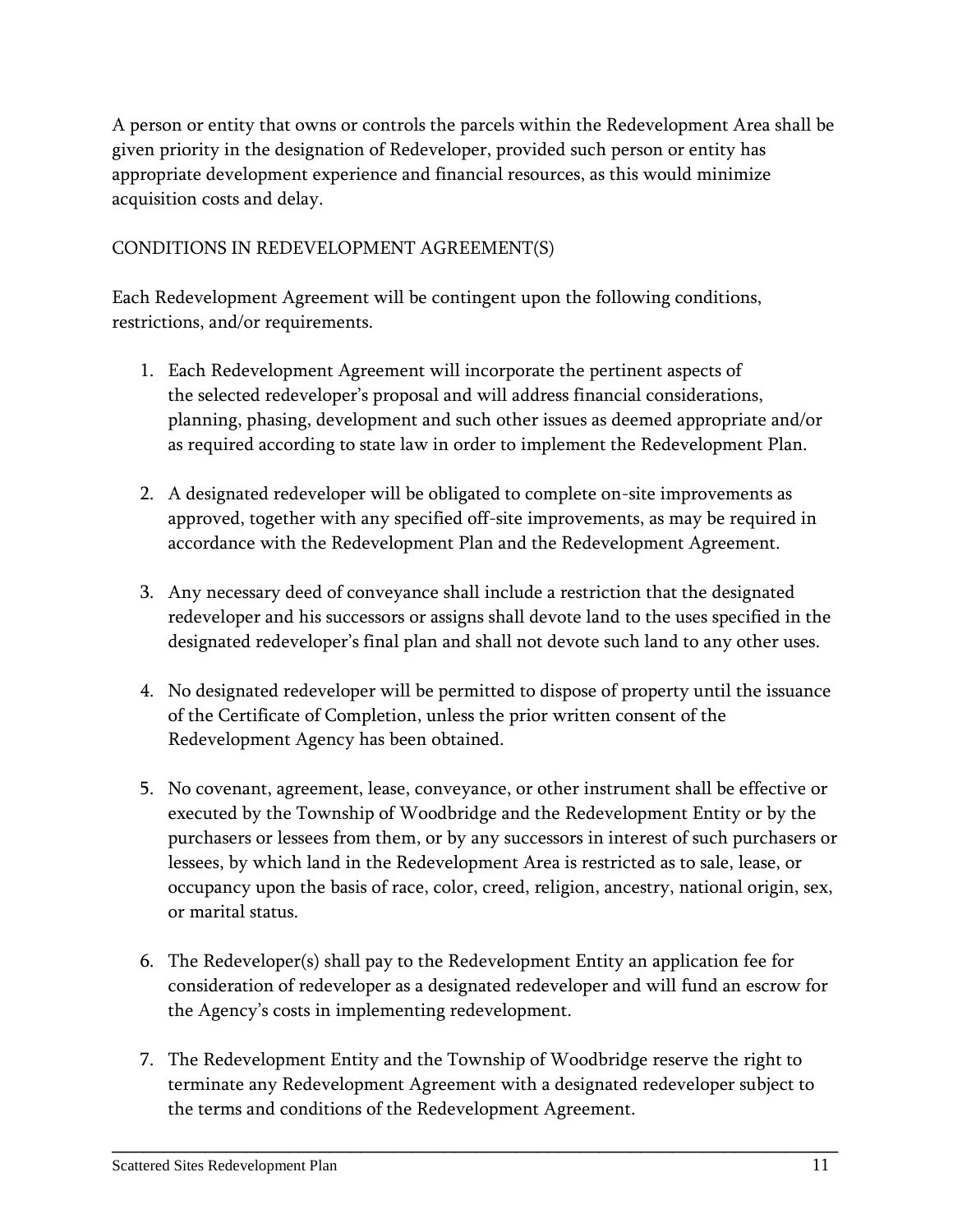A person or entity that owns or controls the parcels within the Redevelopment Area shall be given priority in the designation of Redeveloper, provided such person or entity has appropriate development experience and financial resources, as this would minimize acquisition costs and delay.

## CONDITIONS IN REDEVELOPMENT AGREEMENT(S)

Each Redevelopment Agreement will be contingent upon the following conditions, restrictions, and/or requirements.

1. Each Redevelopment Agreement will incorporate the pertinent aspects of the selected redeveloper's proposal and will address financial considerations, planning, phasing, development and such other issues as deemed appropriate and/or as required according to state law in order to implement the Redevelopment Plan.

2. A designated redeveloper will be obligated to complete on-site improvements as approved, together with any specified off-site improvements, as may be required in accordance with the Redevelopment Plan and the Redevelopment Agreement.

3. Any necessary deed of conveyance shall include a restriction that the designated redeveloper and his successors or assigns shall devote land to the uses specified in the designated redeveloper's final plan and shall not devote such land to any other uses.

4. No designated redeveloper will be permitted to dispose of property until the issuance of the Certificate of Completion, unless the prior written consent of the Redevelopment Agency has been obtained.

5. No covenant, agreement, lease, conveyance, or other instrument shall be effective or executed by the Township of Woodbridge and the Redevelopment Entity or by the purchasers or lessees from them, or by any successors in interest of such purchasers or lessees, by which land in the Redevelopment Area is restricted as to sale, lease, or occupancy upon the basis of race, color, creed, religion, ancestry, national origin, sex, or marital status.

6. The Redeveloper(s) shall pay to the Redevelopment Entity an application fee for consideration of redeveloper as a designated redeveloper and will fund an escrow for the Agency's costs in implementing redevelopment.

7. The Redevelopment Entity and the Township of Woodbridge reserve the right to terminate any Redevelopment Agreement with a designated redeveloper subject to the terms and conditions of the Redevelopment Agreement.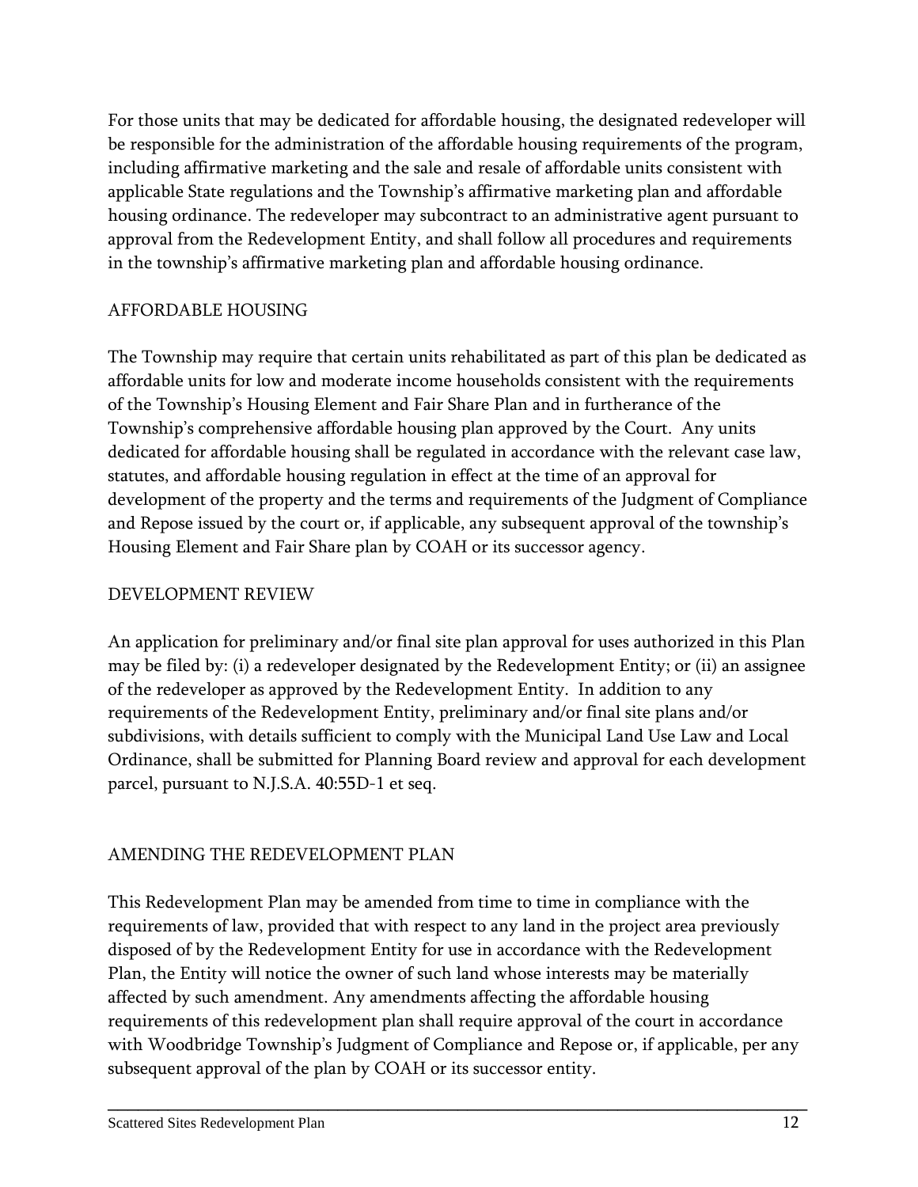For those units that may be dedicated for affordable housing, the designated redeveloper will be responsible for the administration of the affordable housing requirements of the program, including affirmative marketing and the sale and resale of affordable units consistent with applicable State regulations and the Township's affirmative marketing plan and affordable housing ordinance. The redeveloper may subcontract to an administrative agent pursuant to approval from the Redevelopment Entity, and shall follow all procedures and requirements in the township's affirmative marketing plan and affordable housing ordinance.

## AFFORDABLE HOUSING

The Township may require that certain units rehabilitated as part of this plan be dedicated as affordable units for low and moderate income households consistent with the requirements of the Township's Housing Element and Fair Share Plan and in furtherance of the Township's comprehensive affordable housing plan approved by the Court. Any units dedicated for affordable housing shall be regulated in accordance with the relevant case law, statutes, and affordable housing regulation in effect at the time of an approval for development of the property and the terms and requirements of the Judgment of Compliance and Repose issued by the court or, if applicable, any subsequent approval of the township's Housing Element and Fair Share plan by COAH or its successor agency.

## DEVELOPMENT REVIEW

An application for preliminary and/or final site plan approval for uses authorized in this Plan may be filed by: (i) a redeveloper designated by the Redevelopment Entity; or (ii) an assignee of the redeveloper as approved by the Redevelopment Entity. In addition to any requirements of the Redevelopment Entity, preliminary and/or final site plans and/or subdivisions, with details sufficient to comply with the Municipal Land Use Law and Local Ordinance, shall be submitted for Planning Board review and approval for each development parcel, pursuant to N.J.S.A. 40:55D-1 et seq.

## AMENDING THE REDEVELOPMENT PLAN

This Redevelopment Plan may be amended from time to time in compliance with the requirements of law, provided that with respect to any land in the project area previously disposed of by the Redevelopment Entity for use in accordance with the Redevelopment Plan, the Entity will notice the owner of such land whose interests may be materially affected by such amendment. Any amendments affecting the affordable housing requirements of this redevelopment plan shall require approval of the court in accordance with Woodbridge Township's Judgment of Compliance and Repose or, if applicable, per any subsequent approval of the plan by COAH or its successor entity.